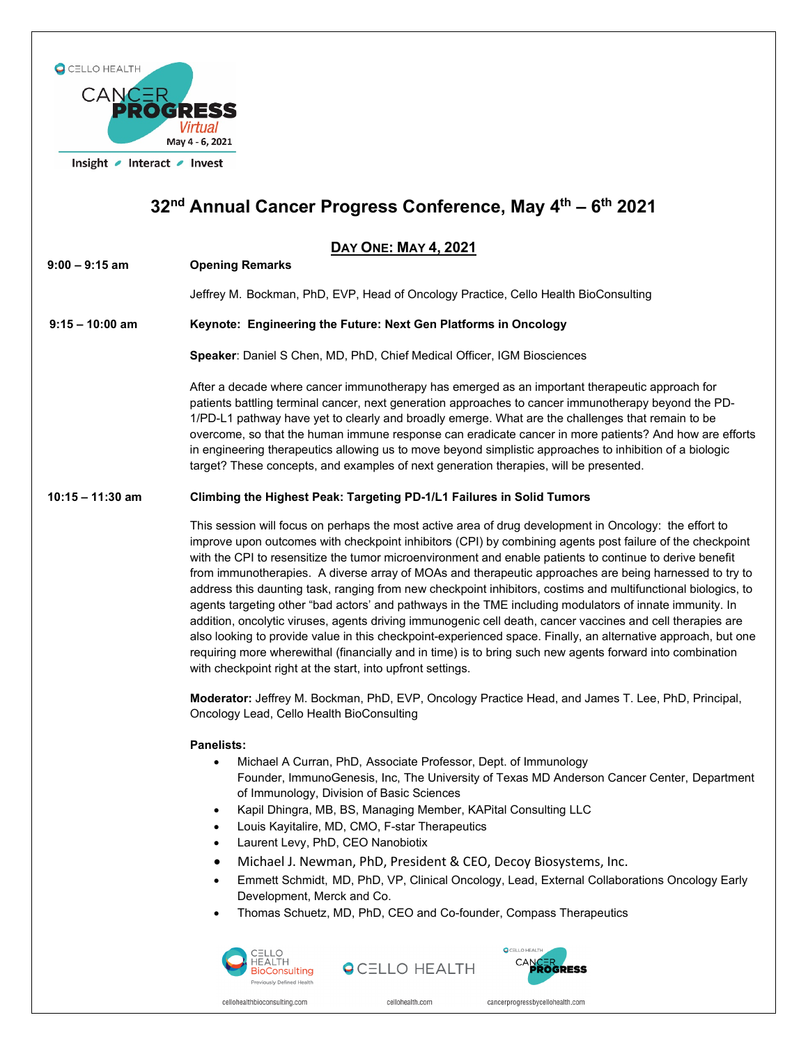CELLO HEALTH

CANCER PROGRESS *Virtual*

May 4 - 6, 2021

Insight • Interact • Invest

# 32nd Annual Cancer Progress Conference, May 4th – 6th 2021

## DAY ONE: MAY 4, 2021

**9:00 – 9:15 am** **Opening Remarks**

Jeffrey M. Bockman, PhD, EVP, Head of Oncology Practice, Cello Health BioConsulting

**9:15 – 10:00 am** **Keynote: Engineering the Future: Next Gen Platforms in Oncology**

**Speaker**: Daniel S Chen, MD, PhD, Chief Medical Officer, IGM Biosciences

After a decade where cancer immunotherapy has emerged as an important therapeutic approach for patients battling terminal cancer, next generation approaches to cancer immunotherapy beyond the PD-1/PD-L1 pathway have yet to clearly and broadly emerge. What are the challenges that remain to be overcome, so that the human immune response can eradicate cancer in more patients? And how are efforts in engineering therapeutics allowing us to move beyond simplistic approaches to inhibition of a biologic target? These concepts, and examples of next generation therapies, will be presented.

**10:15 – 11:30 am** **Climbing the Highest Peak: Targeting PD-1/L1 Failures in Solid Tumors**

This session will focus on perhaps the most active area of drug development in Oncology: the effort to improve upon outcomes with checkpoint inhibitors (CPI) by combining agents post failure of the checkpoint with the CPI to resensitize the tumor microenvironment and enable patients to continue to derive benefit from immunotherapies. A diverse array of MOAs and therapeutic approaches are being harnessed to try to address this daunting task, ranging from new checkpoint inhibitors, costims and multifunctional biologics, to agents targeting other "bad actors' and pathways in the TME including modulators of innate immunity. In addition, oncolytic viruses, agents driving immunogenic cell death, cancer vaccines and cell therapies are also looking to provide value in this checkpoint-experienced space. Finally, an alternative approach, but one requiring more wherewithal (financially and in time) is to bring such new agents forward into combination with checkpoint right at the start, into upfront settings.

**Moderator:** Jeffrey M. Bockman, PhD, EVP, Oncology Practice Head, and James T. Lee, PhD, Principal, Oncology Lead, Cello Health BioConsulting

**Panelists:**

- Michael A Curran, PhD, Associate Professor, Dept. of Immunology
  Founder, ImmunoGenesis, Inc, The University of Texas MD Anderson Cancer Center, Department of Immunology, Division of Basic Sciences
- Kapil Dhingra, MB, BS, Managing Member, KAPital Consulting LLC
- Louis Kayitalire, MD, CMO, F-star Therapeutics
- Laurent Levy, PhD, CEO Nanobiotix
- Michael J. Newman, PhD, President & CEO, Decoy Biosystems, Inc.
- Emmett Schmidt, MD, PhD, VP, Clinical Oncology, Lead, External Collaborations Oncology Early Development, Merck and Co.
- Thomas Schuetz, MD, PhD, CEO and Co-founder, Compass Therapeutics

CELLO HEALTH BioConsulting (Previously Defined Health) — cellohealthbioconsulting.com | CELLO HEALTH — cellohealth.com | CELLO HEALTH CANCER PROGRESS — cancerprogressbycellohealth.com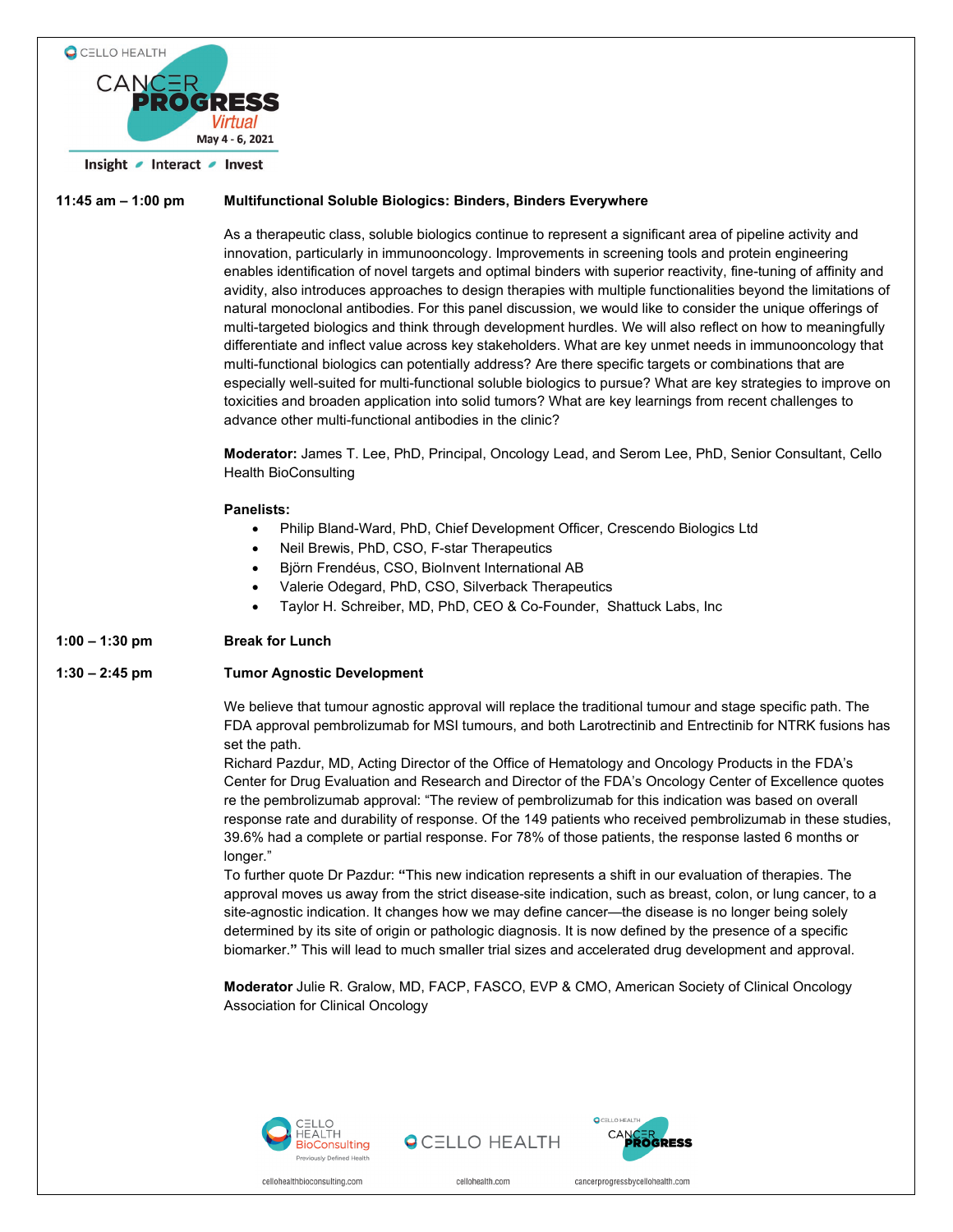**11:45 am – 1:00 pm** **Multifunctional Soluble Biologics: Binders, Binders Everywhere**

As a therapeutic class, soluble biologics continue to represent a significant area of pipeline activity and innovation, particularly in immunooncology. Improvements in screening tools and protein engineering enables identification of novel targets and optimal binders with superior reactivity, fine-tuning of affinity and avidity, also introduces approaches to design therapies with multiple functionalities beyond the limitations of natural monoclonal antibodies. For this panel discussion, we would like to consider the unique offerings of multi-targeted biologics and think through development hurdles. We will also reflect on how to meaningfully differentiate and inflect value across key stakeholders. What are key unmet needs in immunooncology that multi-functional biologics can potentially address? Are there specific targets or combinations that are especially well-suited for multi-functional soluble biologics to pursue? What are key strategies to improve on toxicities and broaden application into solid tumors? What are key learnings from recent challenges to advance other multi-functional antibodies in the clinic?

**Moderator:** James T. Lee, PhD, Principal, Oncology Lead, and Serom Lee, PhD, Senior Consultant, Cello Health BioConsulting

**Panelists:**

- Philip Bland-Ward, PhD, Chief Development Officer, Crescendo Biologics Ltd
- Neil Brewis, PhD, CSO, F-star Therapeutics
- Björn Frendéus, CSO, BioInvent International AB
- Valerie Odegard, PhD, CSO, Silverback Therapeutics
- Taylor H. Schreiber, MD, PhD, CEO & Co-Founder, Shattuck Labs, Inc

**1:00 – 1:30 pm** **Break for Lunch**

**1:30 – 2:45 pm** **Tumor Agnostic Development**

We believe that tumour agnostic approval will replace the traditional tumour and stage specific path. The FDA approval pembrolizumab for MSI tumours, and both Larotrectinib and Entrectinib for NTRK fusions has set the path.
Richard Pazdur, MD, Acting Director of the Office of Hematology and Oncology Products in the FDA's Center for Drug Evaluation and Research and Director of the FDA's Oncology Center of Excellence quotes re the pembrolizumab approval: "The review of pembrolizumab for this indication was based on overall response rate and durability of response. Of the 149 patients who received pembrolizumab in these studies, 39.6% had a complete or partial response. For 78% of those patients, the response lasted 6 months or longer."
To further quote Dr Pazdur: **"**This new indication represents a shift in our evaluation of therapies. The approval moves us away from the strict disease-site indication, such as breast, colon, or lung cancer, to a site-agnostic indication. It changes how we may define cancer—the disease is no longer being solely determined by its site of origin or pathologic diagnosis. It is now defined by the presence of a specific biomarker.**"** This will lead to much smaller trial sizes and accelerated drug development and approval.

**Moderator** Julie R. Gralow, MD, FACP, FASCO, EVP & CMO, American Society of Clinical Oncology Association for Clinical Oncology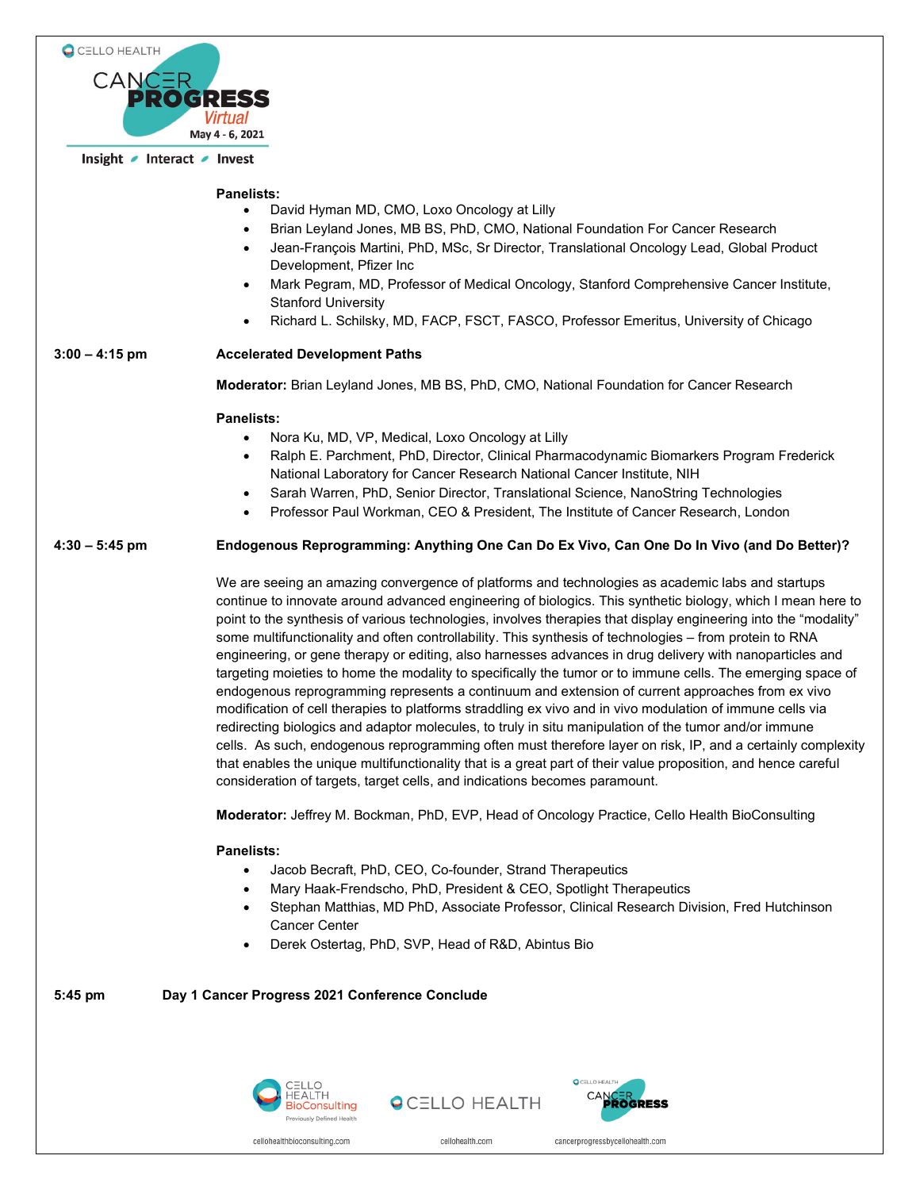**Panelists:**

- David Hyman MD, CMO, Loxo Oncology at Lilly
- Brian Leyland Jones, MB BS, PhD, CMO, National Foundation For Cancer Research
- Jean-François Martini, PhD, MSc, Sr Director, Translational Oncology Lead, Global Product Development, Pfizer Inc
- Mark Pegram, MD, Professor of Medical Oncology, Stanford Comprehensive Cancer Institute, Stanford University
- Richard L. Schilsky, MD, FACP, FSCT, FASCO, Professor Emeritus, University of Chicago

**3:00 – 4:15 pm** **Accelerated Development Paths**

**Moderator:** Brian Leyland Jones, MB BS, PhD, CMO, National Foundation for Cancer Research

**Panelists:**

- Nora Ku, MD, VP, Medical, Loxo Oncology at Lilly
- Ralph E. Parchment, PhD, Director, Clinical Pharmacodynamic Biomarkers Program Frederick National Laboratory for Cancer Research National Cancer Institute, NIH
- Sarah Warren, PhD, Senior Director, Translational Science, NanoString Technologies
- Professor Paul Workman, CEO & President, The Institute of Cancer Research, London

**4:30 – 5:45 pm** **Endogenous Reprogramming: Anything One Can Do Ex Vivo, Can One Do In Vivo (and Do Better)?**

We are seeing an amazing convergence of platforms and technologies as academic labs and startups continue to innovate around advanced engineering of biologics. This synthetic biology, which I mean here to point to the synthesis of various technologies, involves therapies that display engineering into the "modality" some multifunctionality and often controllability. This synthesis of technologies – from protein to RNA engineering, or gene therapy or editing, also harnesses advances in drug delivery with nanoparticles and targeting moieties to home the modality to specifically the tumor or to immune cells. The emerging space of endogenous reprogramming represents a continuum and extension of current approaches from ex vivo modification of cell therapies to platforms straddling ex vivo and in vivo modulation of immune cells via redirecting biologics and adaptor molecules, to truly in situ manipulation of the tumor and/or immune cells. As such, endogenous reprogramming often must therefore layer on risk, IP, and a certainly complexity that enables the unique multifunctionality that is a great part of their value proposition, and hence careful consideration of targets, target cells, and indications becomes paramount.

**Moderator:** Jeffrey M. Bockman, PhD, EVP, Head of Oncology Practice, Cello Health BioConsulting

**Panelists:**

- Jacob Becraft, PhD, CEO, Co-founder, Strand Therapeutics
- Mary Haak-Frendscho, PhD, President & CEO, Spotlight Therapeutics
- Stephan Matthias, MD PhD, Associate Professor, Clinical Research Division, Fred Hutchinson Cancer Center
- Derek Ostertag, PhD, SVP, Head of R&D, Abintus Bio

**5:45 pm** **Day 1 Cancer Progress 2021 Conference Conclude**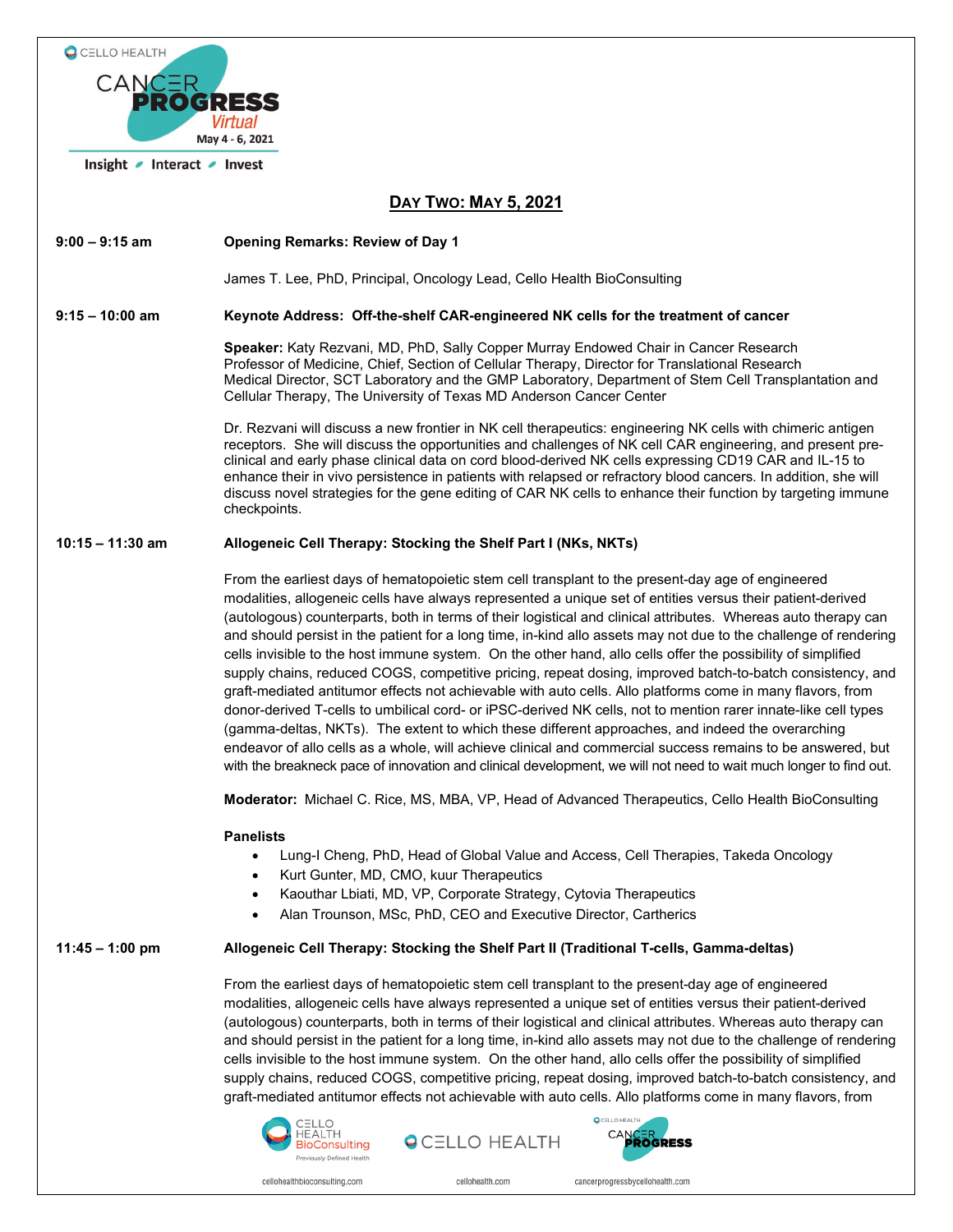## Day Two: May 5, 2021

**9:00 – 9:15 am** — **Opening Remarks: Review of Day 1**

James T. Lee, PhD, Principal, Oncology Lead, Cello Health BioConsulting

**9:15 – 10:00 am** — **Keynote Address: Off-the-shelf CAR-engineered NK cells for the treatment of cancer**

**Speaker:** Katy Rezvani, MD, PhD, Sally Copper Murray Endowed Chair in Cancer Research
Professor of Medicine, Chief, Section of Cellular Therapy, Director for Translational Research
Medical Director, SCT Laboratory and the GMP Laboratory, Department of Stem Cell Transplantation and Cellular Therapy, The University of Texas MD Anderson Cancer Center

Dr. Rezvani will discuss a new frontier in NK cell therapeutics: engineering NK cells with chimeric antigen receptors. She will discuss the opportunities and challenges of NK cell CAR engineering, and present pre-clinical and early phase clinical data on cord blood-derived NK cells expressing CD19 CAR and IL-15 to enhance their in vivo persistence in patients with relapsed or refractory blood cancers. In addition, she will discuss novel strategies for the gene editing of CAR NK cells to enhance their function by targeting immune checkpoints.

**10:15 – 11:30 am** — **Allogeneic Cell Therapy: Stocking the Shelf Part I (NKs, NKTs)**

From the earliest days of hematopoietic stem cell transplant to the present-day age of engineered modalities, allogeneic cells have always represented a unique set of entities versus their patient-derived (autologous) counterparts, both in terms of their logistical and clinical attributes. Whereas auto therapy can and should persist in the patient for a long time, in-kind allo assets may not due to the challenge of rendering cells invisible to the host immune system. On the other hand, allo cells offer the possibility of simplified supply chains, reduced COGS, competitive pricing, repeat dosing, improved batch-to-batch consistency, and graft-mediated antitumor effects not achievable with auto cells. Allo platforms come in many flavors, from donor-derived T-cells to umbilical cord- or iPSC-derived NK cells, not to mention rarer innate-like cell types (gamma-deltas, NKTs). The extent to which these different approaches, and indeed the overarching endeavor of allo cells as a whole, will achieve clinical and commercial success remains to be answered, but with the breakneck pace of innovation and clinical development, we will not need to wait much longer to find out.

**Moderator:** Michael C. Rice, MS, MBA, VP, Head of Advanced Therapeutics, Cello Health BioConsulting

**Panelists**

- Lung-I Cheng, PhD, Head of Global Value and Access, Cell Therapies, Takeda Oncology
- Kurt Gunter, MD, CMO, kuur Therapeutics
- Kaouthar Lbiati, MD, VP, Corporate Strategy, Cytovia Therapeutics
- Alan Trounson, MSc, PhD, CEO and Executive Director, Cartherics

**11:45 – 1:00 pm** — **Allogeneic Cell Therapy: Stocking the Shelf Part II (Traditional T-cells, Gamma-deltas)**

From the earliest days of hematopoietic stem cell transplant to the present-day age of engineered modalities, allogeneic cells have always represented a unique set of entities versus their patient-derived (autologous) counterparts, both in terms of their logistical and clinical attributes. Whereas auto therapy can and should persist in the patient for a long time, in-kind allo assets may not due to the challenge of rendering cells invisible to the host immune system. On the other hand, allo cells offer the possibility of simplified supply chains, reduced COGS, competitive pricing, repeat dosing, improved batch-to-batch consistency, and graft-mediated antitumor effects not achievable with auto cells. Allo platforms come in many flavors, from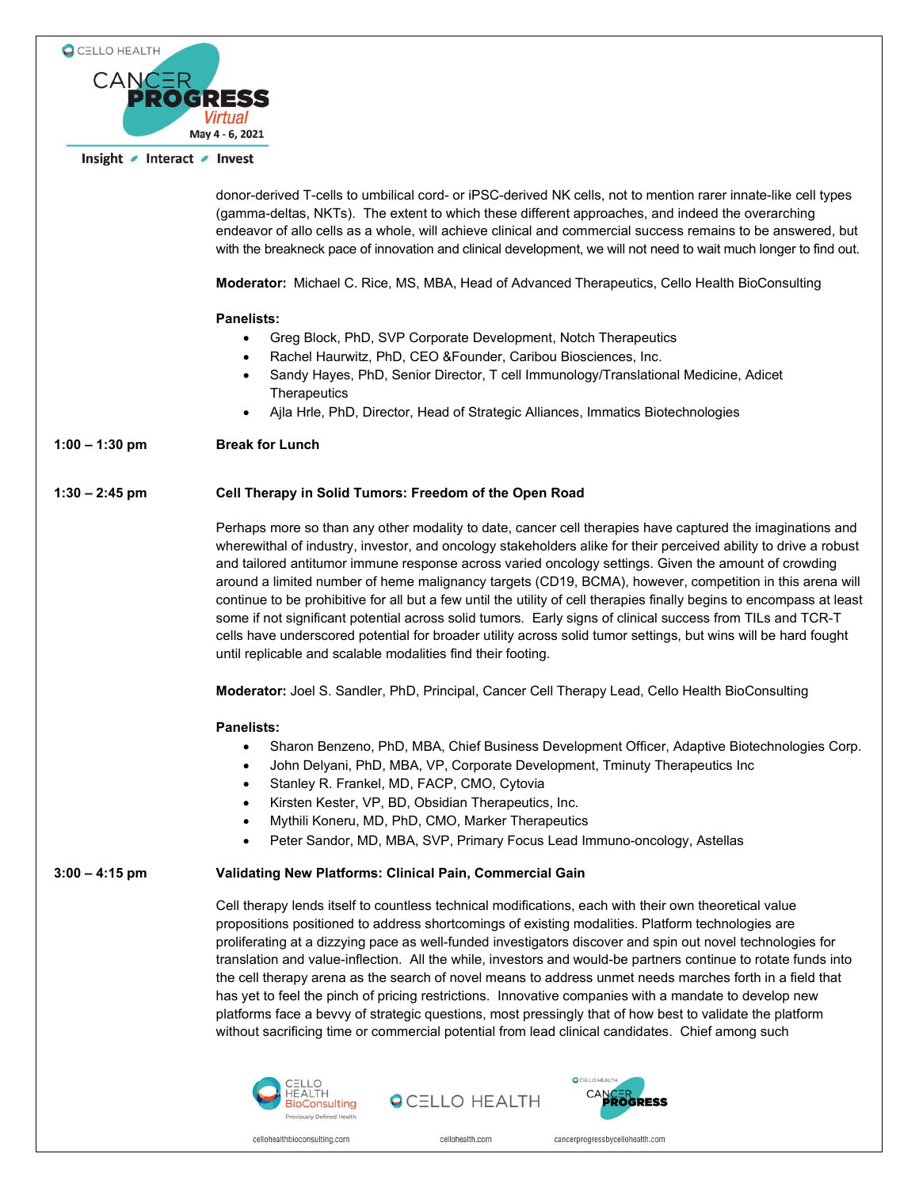donor-derived T-cells to umbilical cord- or iPSC-derived NK cells, not to mention rarer innate-like cell types (gamma-deltas, NKTs). The extent to which these different approaches, and indeed the overarching endeavor of allo cells as a whole, will achieve clinical and commercial success remains to be answered, but with the breakneck pace of innovation and clinical development, we will not need to wait much longer to find out.

**Moderator:** Michael C. Rice, MS, MBA, Head of Advanced Therapeutics, Cello Health BioConsulting

**Panelists:**

- Greg Block, PhD, SVP Corporate Development, Notch Therapeutics
- Rachel Haurwitz, PhD, CEO &Founder, Caribou Biosciences, Inc.
- Sandy Hayes, PhD, Senior Director, T cell Immunology/Translational Medicine, Adicet Therapeutics
- Ajla Hrle, PhD, Director, Head of Strategic Alliances, Immatics Biotechnologies

**1:00 – 1:30 pm** **Break for Lunch**

**1:30 – 2:45 pm** **Cell Therapy in Solid Tumors: Freedom of the Open Road**

Perhaps more so than any other modality to date, cancer cell therapies have captured the imaginations and wherewithal of industry, investor, and oncology stakeholders alike for their perceived ability to drive a robust and tailored antitumor immune response across varied oncology settings. Given the amount of crowding around a limited number of heme malignancy targets (CD19, BCMA), however, competition in this arena will continue to be prohibitive for all but a few until the utility of cell therapies finally begins to encompass at least some if not significant potential across solid tumors. Early signs of clinical success from TILs and TCR-T cells have underscored potential for broader utility across solid tumor settings, but wins will be hard fought until replicable and scalable modalities find their footing.

**Moderator:** Joel S. Sandler, PhD, Principal, Cancer Cell Therapy Lead, Cello Health BioConsulting

**Panelists:**

- Sharon Benzeno, PhD, MBA, Chief Business Development Officer, Adaptive Biotechnologies Corp.
- John Delyani, PhD, MBA, VP, Corporate Development, Tminuty Therapeutics Inc
- Stanley R. Frankel, MD, FACP, CMO, Cytovia
- Kirsten Kester, VP, BD, Obsidian Therapeutics, Inc.
- Mythili Koneru, MD, PhD, CMO, Marker Therapeutics
- Peter Sandor, MD, MBA, SVP, Primary Focus Lead Immuno-oncology, Astellas

**3:00 – 4:15 pm** **Validating New Platforms: Clinical Pain, Commercial Gain**

Cell therapy lends itself to countless technical modifications, each with their own theoretical value propositions positioned to address shortcomings of existing modalities. Platform technologies are proliferating at a dizzying pace as well-funded investigators discover and spin out novel technologies for translation and value-inflection. All the while, investors and would-be partners continue to rotate funds into the cell therapy arena as the search of novel means to address unmet needs marches forth in a field that has yet to feel the pinch of pricing restrictions. Innovative companies with a mandate to develop new platforms face a bevvy of strategic questions, most pressingly that of how best to validate the platform without sacrificing time or commercial potential from lead clinical candidates. Chief among such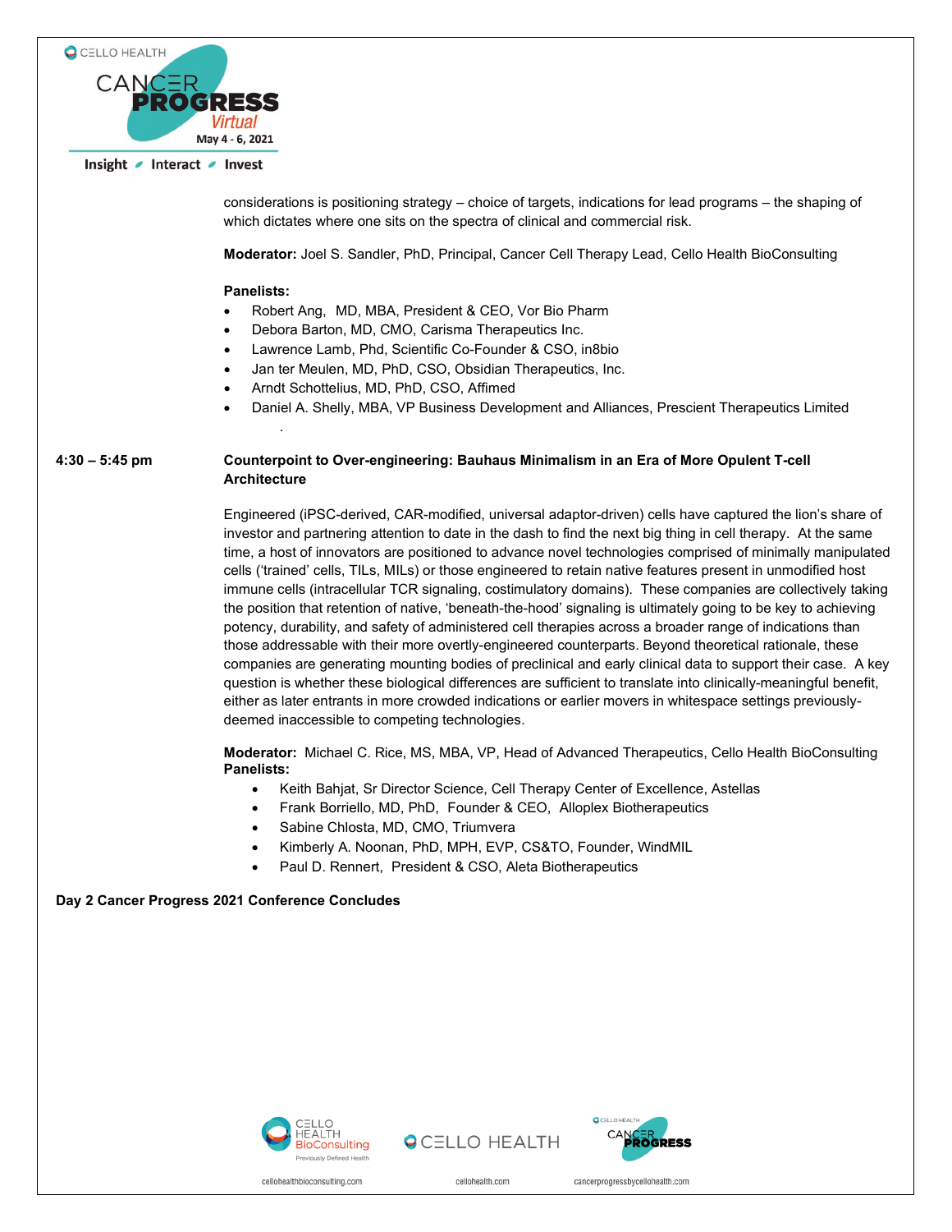considerations is positioning strategy – choice of targets, indications for lead programs – the shaping of which dictates where one sits on the spectra of clinical and commercial risk.

**Moderator:** Joel S. Sandler, PhD, Principal, Cancer Cell Therapy Lead, Cello Health BioConsulting

**Panelists:**

- Robert Ang, MD, MBA, President & CEO, Vor Bio Pharm
- Debora Barton, MD, CMO, Carisma Therapeutics Inc.
- Lawrence Lamb, Phd, Scientific Co-Founder & CSO, in8bio
- Jan ter Meulen, MD, PhD, CSO, Obsidian Therapeutics, Inc.
- Arndt Schottelius, MD, PhD, CSO, Affimed
- Daniel A. Shelly, MBA, VP Business Development and Alliances, Prescient Therapeutics Limited

**4:30 – 5:45 pm** **Counterpoint to Over-engineering: Bauhaus Minimalism in an Era of More Opulent T-cell Architecture**

Engineered (iPSC-derived, CAR-modified, universal adaptor-driven) cells have captured the lion's share of investor and partnering attention to date in the dash to find the next big thing in cell therapy. At the same time, a host of innovators are positioned to advance novel technologies comprised of minimally manipulated cells ('trained' cells, TILs, MILs) or those engineered to retain native features present in unmodified host immune cells (intracellular TCR signaling, costimulatory domains). These companies are collectively taking the position that retention of native, 'beneath-the-hood' signaling is ultimately going to be key to achieving potency, durability, and safety of administered cell therapies across a broader range of indications than those addressable with their more overtly-engineered counterparts. Beyond theoretical rationale, these companies are generating mounting bodies of preclinical and early clinical data to support their case. A key question is whether these biological differences are sufficient to translate into clinically-meaningful benefit, either as later entrants in more crowded indications or earlier movers in whitespace settings previously-deemed inaccessible to competing technologies.

**Moderator:** Michael C. Rice, MS, MBA, VP, Head of Advanced Therapeutics, Cello Health BioConsulting

**Panelists:**

- Keith Bahjat, Sr Director Science, Cell Therapy Center of Excellence, Astellas
- Frank Borriello, MD, PhD, Founder & CEO, Alloplex Biotherapeutics
- Sabine Chlosta, MD, CMO, Triumvera
- Kimberly A. Noonan, PhD, MPH, EVP, CS&TO, Founder, WindMIL
- Paul D. Rennert, President & CSO, Aleta Biotherapeutics

**Day 2 Cancer Progress 2021 Conference Concludes**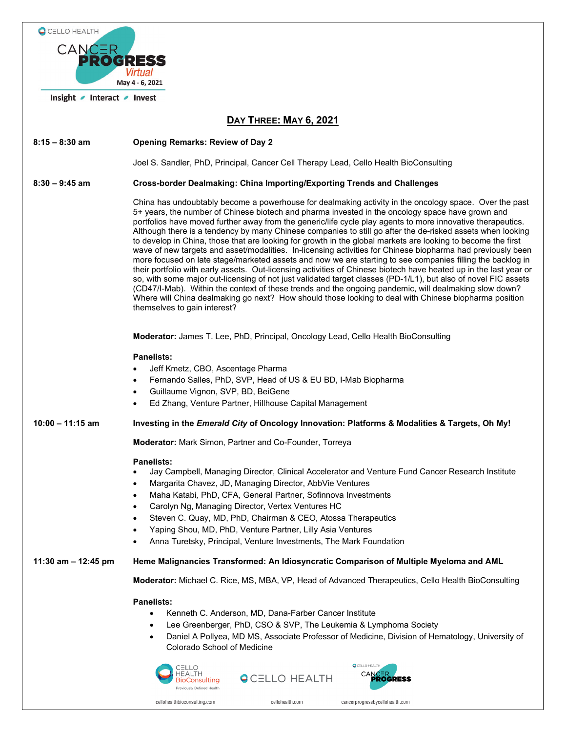## Day Three: May 6, 2021

**8:15 – 8:30 am** **Opening Remarks: Review of Day 2**

Joel S. Sandler, PhD, Principal, Cancer Cell Therapy Lead, Cello Health BioConsulting

**8:30 – 9:45 am** **Cross-border Dealmaking: China Importing/Exporting Trends and Challenges**

China has undoubtably become a powerhouse for dealmaking activity in the oncology space. Over the past 5+ years, the number of Chinese biotech and pharma invested in the oncology space have grown and portfolios have moved further away from the generic/life cycle play agents to more innovative therapeutics. Although there is a tendency by many Chinese companies to still go after the de-risked assets when looking to develop in China, those that are looking for growth in the global markets are looking to become the first wave of new targets and asset/modalities. In-licensing activities for Chinese biopharma had previously been more focused on late stage/marketed assets and now we are starting to see companies filling the backlog in their portfolio with early assets. Out-licensing activities of Chinese biotech have heated up in the last year or so, with some major out-licensing of not just validated target classes (PD-1/L1), but also of novel FIC assets (CD47/I-Mab). Within the context of these trends and the ongoing pandemic, will dealmaking slow down? Where will China dealmaking go next? How should those looking to deal with Chinese biopharma position themselves to gain interest?

**Moderator:** James T. Lee, PhD, Principal, Oncology Lead, Cello Health BioConsulting

**Panelists:**

- Jeff Kmetz, CBO, Ascentage Pharma
- Fernando Salles, PhD, SVP, Head of US & EU BD, I-Mab Biopharma
- Guillaume Vignon, SVP, BD, BeiGene
- Ed Zhang, Venture Partner, Hillhouse Capital Management

**10:00 – 11:15 am** **Investing in the *Emerald City* of Oncology Innovation: Platforms & Modalities & Targets, Oh My!**

**Moderator:** Mark Simon, Partner and Co-Founder, Torreya

**Panelists:**

- Jay Campbell, Managing Director, Clinical Accelerator and Venture Fund Cancer Research Institute
- Margarita Chavez, JD, Managing Director, AbbVie Ventures
- Maha Katabi, PhD, CFA, General Partner, Sofinnova Investments
- Carolyn Ng, Managing Director, Vertex Ventures HC
- Steven C. Quay, MD, PhD, Chairman & CEO, Atossa Therapeutics
- Yaping Shou, MD, PhD, Venture Partner, Lilly Asia Ventures
- Anna Turetsky, Principal, Venture Investments, The Mark Foundation

**11:30 am – 12:45 pm** **Heme Malignancies Transformed: An Idiosyncratic Comparison of Multiple Myeloma and AML**

**Moderator:** Michael C. Rice, MS, MBA, VP, Head of Advanced Therapeutics, Cello Health BioConsulting

**Panelists:**

- Kenneth C. Anderson, MD, Dana-Farber Cancer Institute
- Lee Greenberger, PhD, CSO & SVP, The Leukemia & Lymphoma Society
- Daniel A Pollyea, MD MS, Associate Professor of Medicine, Division of Hematology, University of Colorado School of Medicine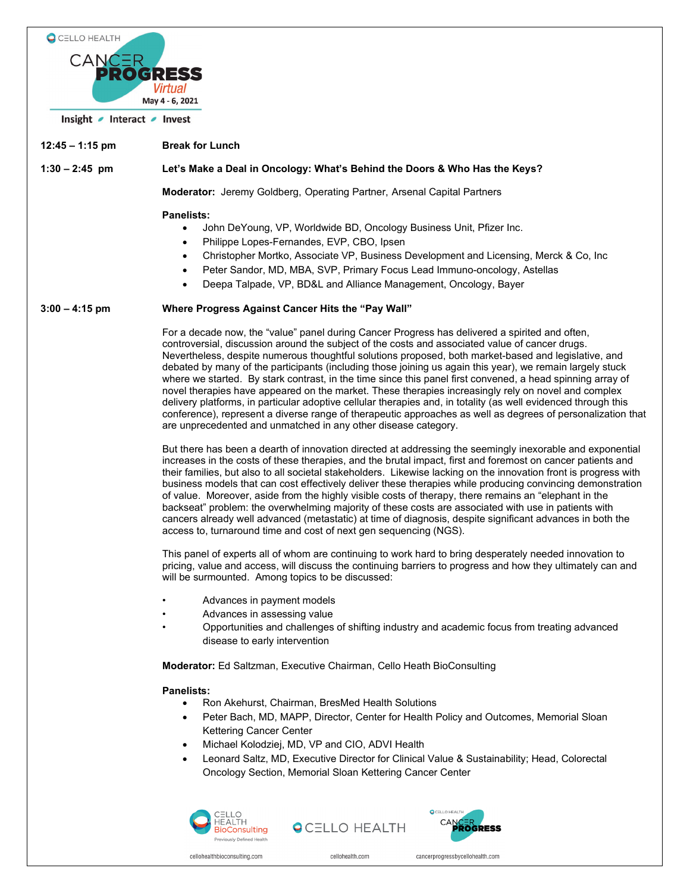12:45 – 1:15 pm **Break for Lunch**

1:30 – 2:45 pm **Let's Make a Deal in Oncology: What's Behind the Doors & Who Has the Keys?**

**Moderator:** Jeremy Goldberg, Operating Partner, Arsenal Capital Partners

**Panelists:**

- John DeYoung, VP, Worldwide BD, Oncology Business Unit, Pfizer Inc.
- Philippe Lopes-Fernandes, EVP, CBO, Ipsen
- Christopher Mortko, Associate VP, Business Development and Licensing, Merck & Co, Inc
- Peter Sandor, MD, MBA, SVP, Primary Focus Lead Immuno-oncology, Astellas
- Deepa Talpade, VP, BD&L and Alliance Management, Oncology, Bayer

3:00 – 4:15 pm **Where Progress Against Cancer Hits the "Pay Wall"**

For a decade now, the "value" panel during Cancer Progress has delivered a spirited and often, controversial, discussion around the subject of the costs and associated value of cancer drugs. Nevertheless, despite numerous thoughtful solutions proposed, both market-based and legislative, and debated by many of the participants (including those joining us again this year), we remain largely stuck where we started. By stark contrast, in the time since this panel first convened, a head spinning array of novel therapies have appeared on the market. These therapies increasingly rely on novel and complex delivery platforms, in particular adoptive cellular therapies and, in totality (as well evidenced through this conference), represent a diverse range of therapeutic approaches as well as degrees of personalization that are unprecedented and unmatched in any other disease category.

But there has been a dearth of innovation directed at addressing the seemingly inexorable and exponential increases in the costs of these therapies, and the brutal impact, first and foremost on cancer patients and their families, but also to all societal stakeholders. Likewise lacking on the innovation front is progress with business models that can cost effectively deliver these therapies while producing convincing demonstration of value. Moreover, aside from the highly visible costs of therapy, there remains an "elephant in the backseat" problem: the overwhelming majority of these costs are associated with use in patients with cancers already well advanced (metastatic) at time of diagnosis, despite significant advances in both the access to, turnaround time and cost of next gen sequencing (NGS).

This panel of experts all of whom are continuing to work hard to bring desperately needed innovation to pricing, value and access, will discuss the continuing barriers to progress and how they ultimately can and will be surmounted. Among topics to be discussed:

- Advances in payment models
- Advances in assessing value
- Opportunities and challenges of shifting industry and academic focus from treating advanced disease to early intervention

**Moderator:** Ed Saltzman, Executive Chairman, Cello Heath BioConsulting

**Panelists:**

- Ron Akehurst, Chairman, BresMed Health Solutions
- Peter Bach, MD, MAPP, Director, Center for Health Policy and Outcomes, Memorial Sloan Kettering Cancer Center
- Michael Kolodziej, MD, VP and CIO, ADVI Health
- Leonard Saltz, MD, Executive Director for Clinical Value & Sustainability; Head, Colorectal Oncology Section, Memorial Sloan Kettering Cancer Center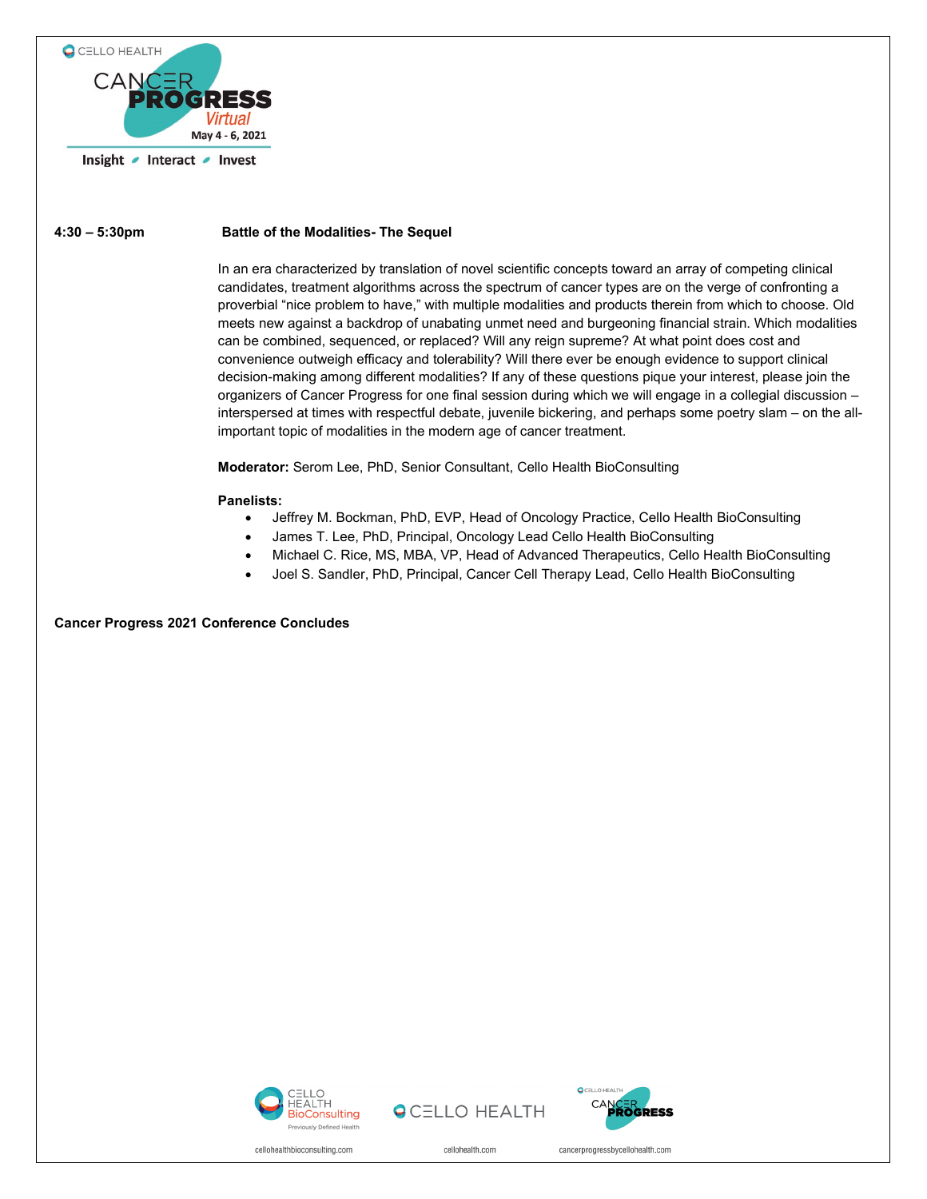**4:30 – 5:30pm** **Battle of the Modalities- The Sequel**

In an era characterized by translation of novel scientific concepts toward an array of competing clinical candidates, treatment algorithms across the spectrum of cancer types are on the verge of confronting a proverbial "nice problem to have," with multiple modalities and products therein from which to choose. Old meets new against a backdrop of unabating unmet need and burgeoning financial strain. Which modalities can be combined, sequenced, or replaced? Will any reign supreme? At what point does cost and convenience outweigh efficacy and tolerability? Will there ever be enough evidence to support clinical decision-making among different modalities? If any of these questions pique your interest, please join the organizers of Cancer Progress for one final session during which we will engage in a collegial discussion – interspersed at times with respectful debate, juvenile bickering, and perhaps some poetry slam – on the all-important topic of modalities in the modern age of cancer treatment.

**Moderator:** Serom Lee, PhD, Senior Consultant, Cello Health BioConsulting

**Panelists:**

- Jeffrey M. Bockman, PhD, EVP, Head of Oncology Practice, Cello Health BioConsulting
- James T. Lee, PhD, Principal, Oncology Lead Cello Health BioConsulting
- Michael C. Rice, MS, MBA, VP, Head of Advanced Therapeutics, Cello Health BioConsulting
- Joel S. Sandler, PhD, Principal, Cancer Cell Therapy Lead, Cello Health BioConsulting

**Cancer Progress 2021 Conference Concludes**